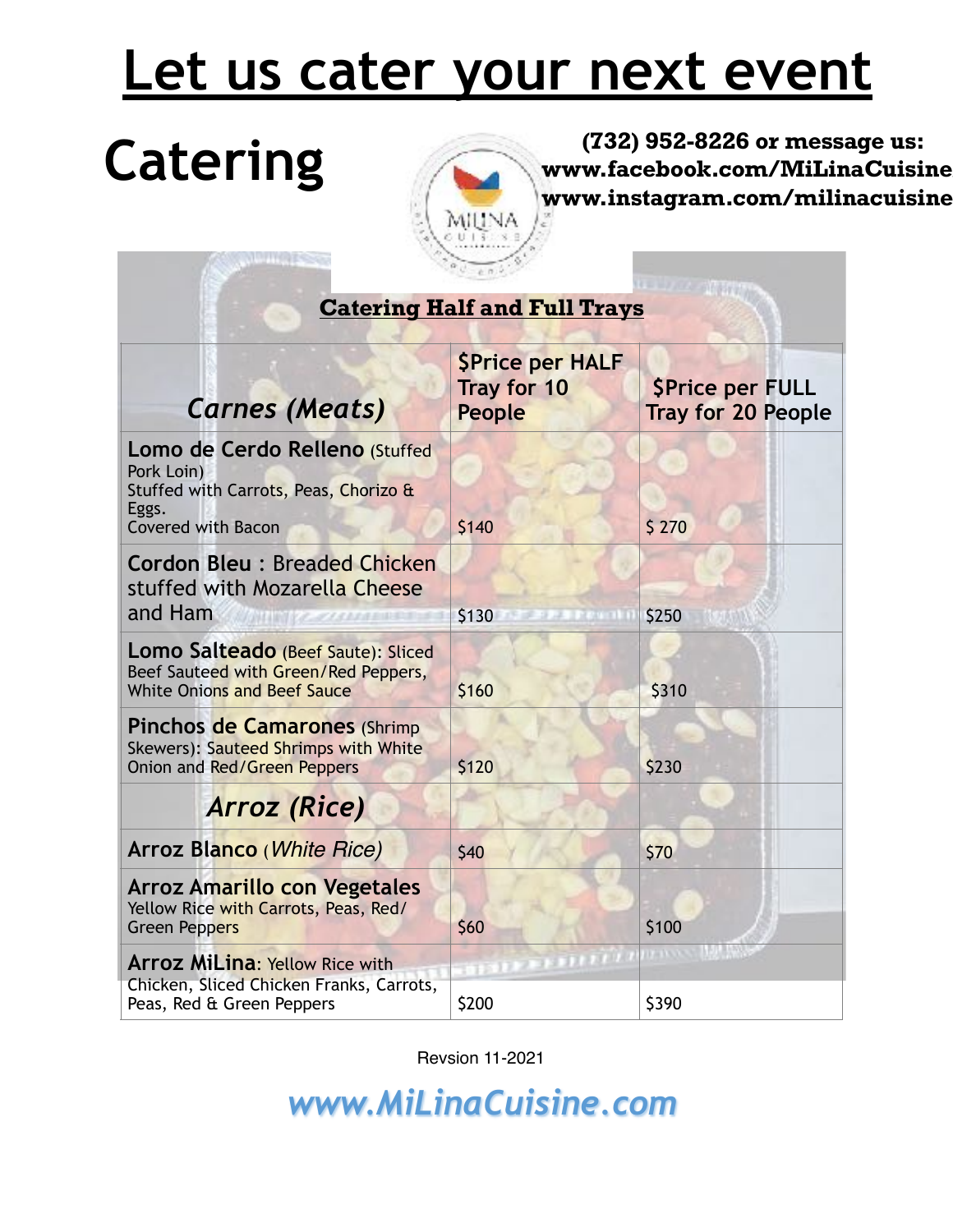# Let us cater your next event

## Catering

**(732) 952-8226 or message us:**
**www.facebook.com/MiLinaCuisine**
**www.instagram.com/milinacuisine**

### Catering Half and Full Trays

| *Carnes (Meats)* | $Price per HALF Tray for 10 People | $Price per FULL Tray for 20 People |
|---|---|---|
| **Lomo de Cerdo Relleno** (Stuffed Pork Loin) Stuffed with Carrots, Peas, Chorizo & Eggs. Covered with Bacon | $140 | $ 270 |
| **Cordon Bleu** : Breaded Chicken stuffed with Mozarella Cheese and Ham | $130 | $250 |
| **Lomo Salteado** (Beef Saute): Sliced Beef Sauteed with Green/Red Peppers, White Onions and Beef Sauce | $160 | $310 |
| **Pinchos de Camarones** (Shrimp Skewers): Sauteed Shrimps with White Onion and Red/Green Peppers | $120 | $230 |
| *Arroz (Rice)* | | |
| **Arroz Blanco** (*White Rice)* | $40 | $70 |
| **Arroz Amarillo con Vegetales** Yellow Rice with Carrots, Peas, Red/ Green Peppers | $60 | $100 |
| **Arroz MiLina**: Yellow Rice with Chicken, Sliced Chicken Franks, Carrots, Peas, Red & Green Peppers | $200 | $390 |

Revsion 11-2021

***www.MiLinaCuisine.com***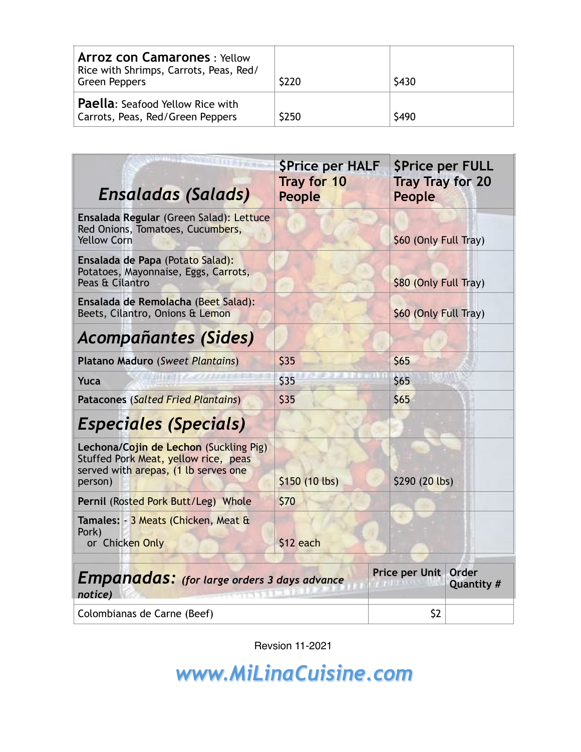| | | |
|---|---|---|
| **Arroz con Camarones** : Yellow Rice with Shrimps, Carrots, Peas, Red/ Green Peppers | $220 | $430 |
| **Paella**: Seafood Yellow Rice with Carrots, Peas, Red/Green Peppers | $250 | $490 |

| ***Ensaladas (Salads)*** | **$Price per HALF Tray for 10 People** | **$Price per FULL Tray Tray for 20 People** |
|---|---|---|
| **Ensalada Regular** (Green Salad): Lettuce Red Onions, Tomatoes, Cucumbers, Yellow Corn | | $60 (Only Full Tray) |
| **Ensalada de Papa** (Potato Salad): Potatoes, Mayonnaise, Eggs, Carrots, Peas & Cilantro | | $80 (Only Full Tray) |
| **Ensalada de Remolacha** (Beet Salad): Beets, Cilantro, Onions & Lemon | | $60 (Only Full Tray) |
| ***Acompañantes (Sides)*** | | |
| **Platano Maduro** (*Sweet Plantains*) | $35 | $65 |
| **Yuca** | $35 | $65 |
| **Patacones** (*Salted Fried Plantains*) | $35 | $65 |
| ***Especiales (Specials)*** | | |
| **Lechona/Cojin de Lechon** (Suckling Pig) Stuffed Pork Meat, yellow rice, peas served with arepas, (1 lb serves one person) | $150 (10 lbs) | $290 (20 lbs) |
| **Pernil** (Rosted Pork Butt/Leg) Whole | $70 | |
| **Tamales:** - 3 Meats (Chicken, Meat & Pork) or Chicken Only | $12 each | |

| ***Empanadas:*** ***(for large orders 3 days advance notice)*** | **Price per Unit** | **Order Quantity #** |
|---|---|---|
| Colombianas de Carne (Beef) | $2 | |

Revsion 11-2021

***www.MiLinaCuisine.com***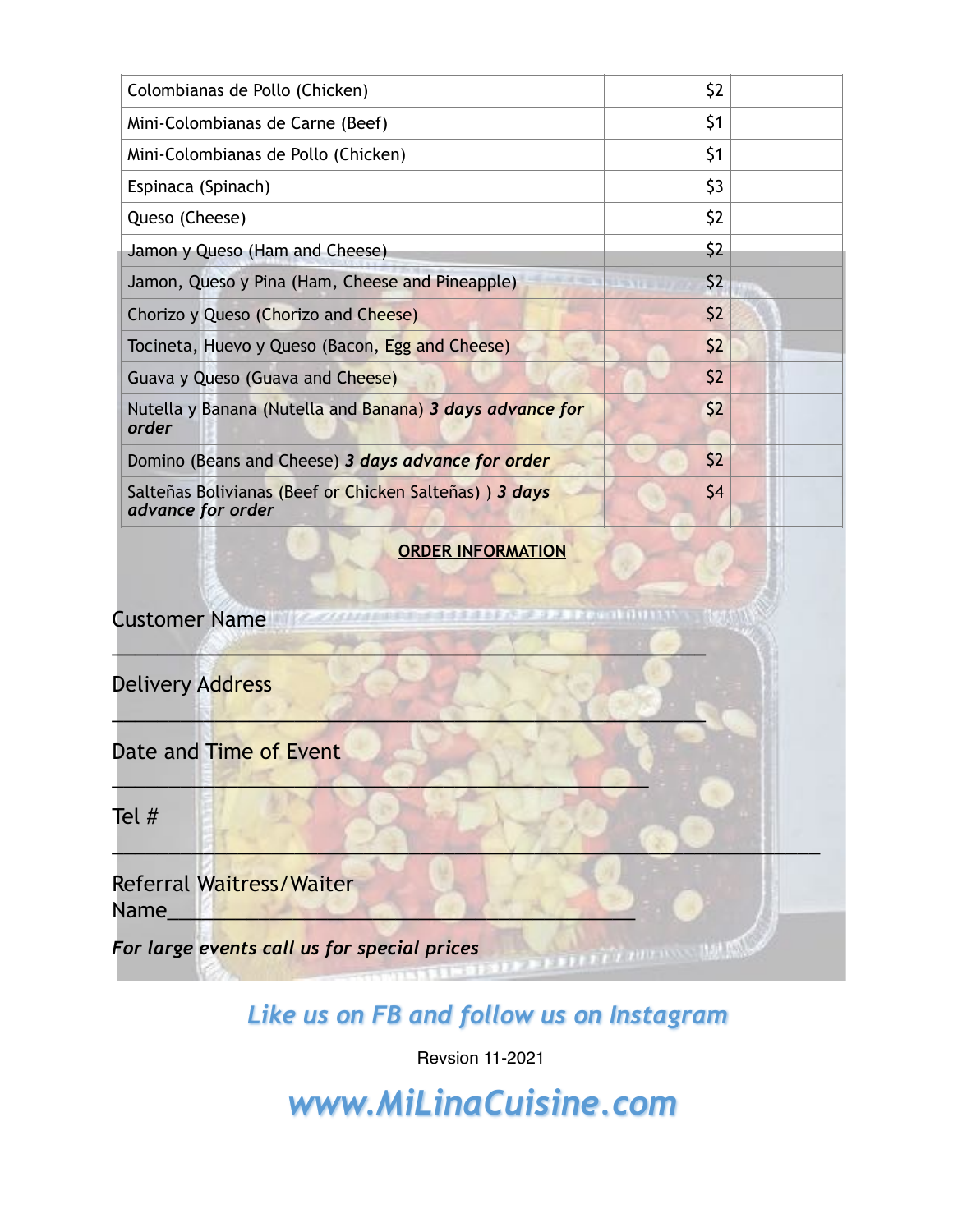| | | |
|---|---|---|
| Colombianas de Pollo (Chicken) | $2 | |
| Mini-Colombianas de Carne (Beef) | $1 | |
| Mini-Colombianas de Pollo (Chicken) | $1 | |
| Espinaca (Spinach) | $3 | |
| Queso (Cheese) | $2 | |
| Jamon y Queso (Ham and Cheese) | $2 | |
| Jamon, Queso y Pina (Ham, Cheese and Pineapple) | $2 | |
| Chorizo y Queso (Chorizo and Cheese) | $2 | |
| Tocineta, Huevo y Queso (Bacon, Egg and Cheese) | $2 | |
| Guava y Queso (Guava and Cheese) | $2 | |
| Nutella y Banana (Nutella and Banana) ***3 days advance for order*** | $2 | |
| Domino (Beans and Cheese) ***3 days advance for order*** | $2 | |
| Salteñas Bolivianas (Beef or Chicken Salteñas) ) ***3 days advance for order*** | $4 | |

**ORDER INFORMATION**

Customer Name ____________________________________________

Delivery Address ____________________________________________

Date and Time of Event ________________________________________

Tel # ________________________________________________________

Referral Waitress/Waiter Name__________________________________

***For large events call us for special prices***

***Like us on FB and follow us on Instagram***

Revsion 11-2021

***www.MiLinaCuisine.com***